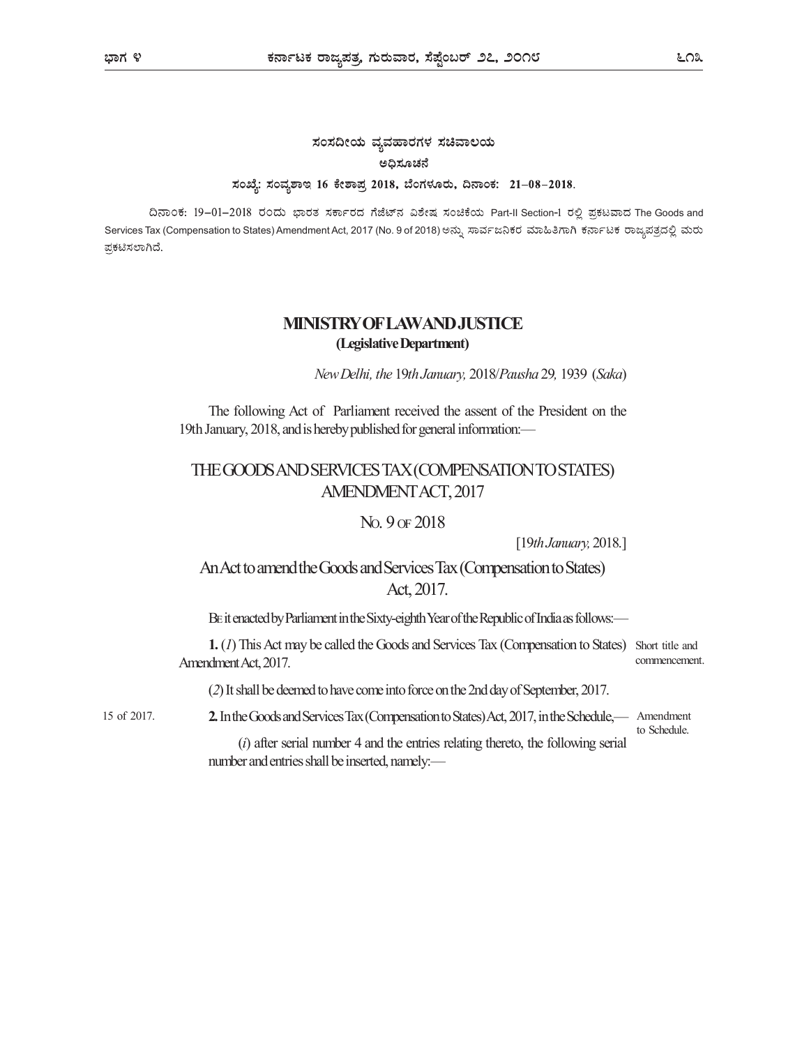ಸಂಸದೀಯ ವ್ಯವಹಾರಗಳ ಸಚಿವಾಲಯ

ಅಧಿಸೂಚನೆ

**ಸಂಖ್ಯೆ: ಸಂವ್ಯಶಾಇ 16 ಕೇಶಾಪ್ರ 2018, ಬೆಂಗಳೂರು, ದಿನಾಂಕ: 21-08-2018.**

ದಿನಾಂಕ: 19-01-2018 ರಂದು ಭಾರತ ಸರ್ಕಾರದ ಗೆಜೆಟ್‌ನ ವಿಶೇಷ ಸಂಚಿಕೆಯ Part-II Section-1 ರಲ್ಲಿ ಪ್ರಕಟವಾದ The Goods and Services Tax (Compensation to States) Amendment Act, 2017 (No. 9 of 2018) ಅನ್ನು ಸಾರ್ವಜನಿಕರ ಮಾಹಿತಿಗಾಗಿ ಕರ್ನಾಟಕ ರಾಜ್ಯಪತ್ರದಲ್ಲಿ ಮರು ಪ್ರಕಟಿಸಲಾಗಿದೆ.

## MINISTRY OF LAW AND JUSTICE

**(Legislative Department)**

*New Delhi, the* 19*th January,* 2018/*Pausha* 29, 1939 (*Saka*)

The following Act of Parliament received the assent of the President on the 19th January, 2018, and is hereby published for general information:—

# THE GOODS AND SERVICES TAX (COMPENSATION TO STATES) AMENDMENT ACT, 2017

NO. 9 OF 2018

[19*th January,* 2018.]

## An Act to amend the Goods and Services Tax (Compensation to States) Act, 2017.

BE it enacted by Parliament in the Sixty-eighth Year of the Republic of India as follows:—

Short title and commencement.

**1.** (*1*) This Act may be called the Goods and Services Tax (Compensation to States) Amendment Act, 2017.

(*2*) It shall be deemed to have come into force on the 2nd day of September, 2017.

Amendment to Schedule.

15 of 2017.

**2.** In the Goods and Services Tax (Compensation to States) Act, 2017, in the Schedule,—

(*i*) after serial number 4 and the entries relating thereto, the following serial number and entries shall be inserted, namely:—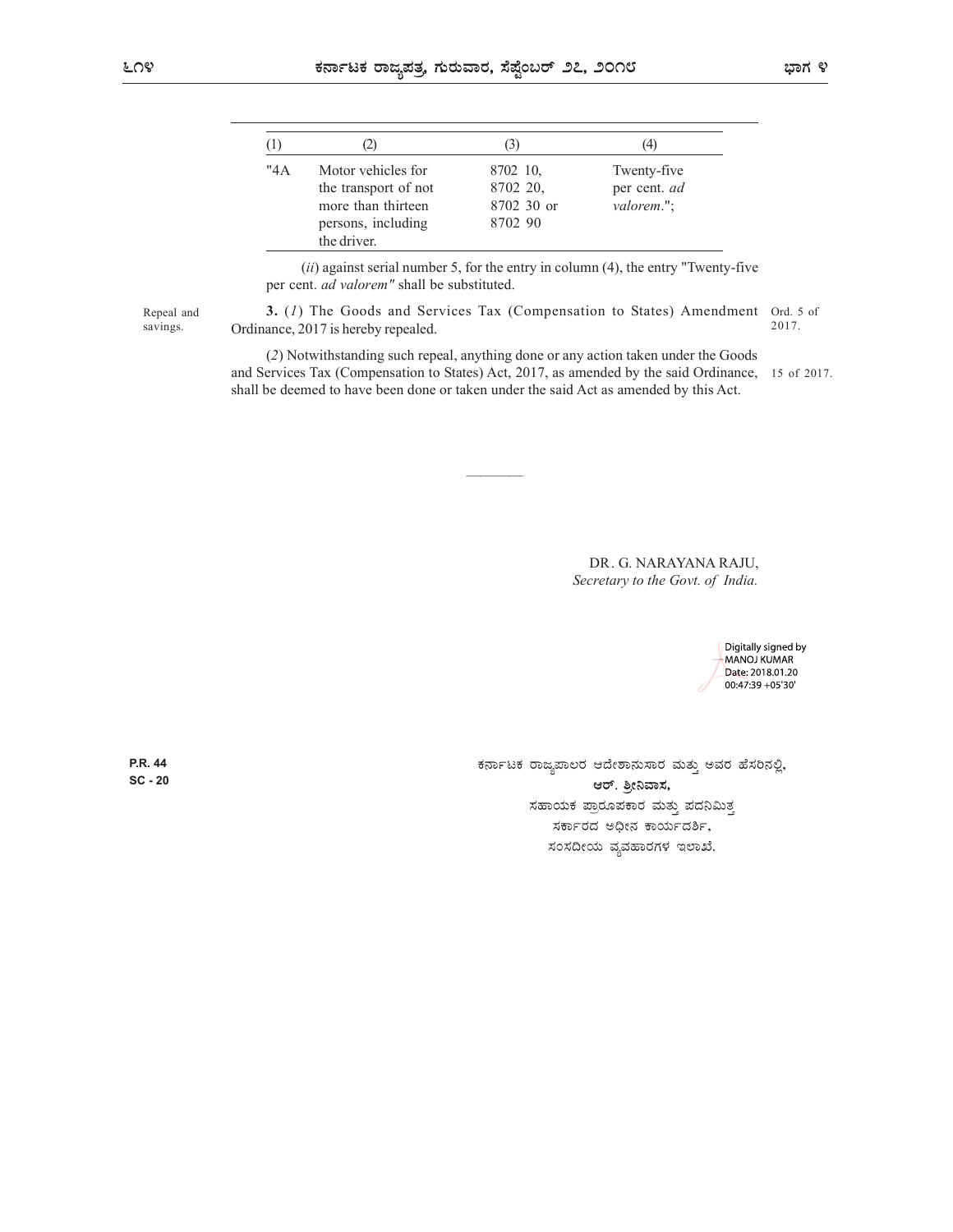| (1) | (2) | (3) | (4) |
|---|---|---|---|
| "4A | Motor vehicles for the transport of not more than thirteen persons, including the driver. | 8702 10, 8702 20, 8702 30 or 8702 90 | Twenty-five per cent. *ad valorem*."; |

(*ii*) against serial number 5, for the entry in column (4), the entry "Twenty-five per cent. *ad valorem"* shall be substituted.

Repeal and savings.

**3.** (*1*) The Goods and Services Tax (Compensation to States) Amendment Ordinance, 2017 is hereby repealed.

Ord. 5 of 2017.

(*2*) Notwithstanding such repeal, anything done or any action taken under the Goods and Services Tax (Compensation to States) Act, 2017, as amended by the said Ordinance, shall be deemed to have been done or taken under the said Act as amended by this Act.

15 of 2017.

————

DR. G. NARAYANA RAJU,
*Secretary to the Govt. of India.*

Digitally signed by MANOJ KUMAR
Date: 2018.01.20 00:47:39 +05'30'

P.R. 44
SC - 20

ಕರ್ನಾಟಕ ರಾಜ್ಯಪಾಲರ ಆದೇಶಾನುಸಾರ ಮತ್ತು ಅವರ ಹೆಸರಿನಲ್ಲಿ,
**ಆರ್. ಶ್ರೀನಿವಾಸ,**
ಸಹಾಯಕ ಪ್ರಾರೂಪಕಾರ ಮತ್ತು ಪದನಿಮಿತ್ತ
ಸರ್ಕಾರದ ಅಧೀನ ಕಾರ್ಯದರ್ಶಿ,
ಸಂಸದೀಯ ವ್ಯವಹಾರಗಳ ಇಲಾಖೆ.